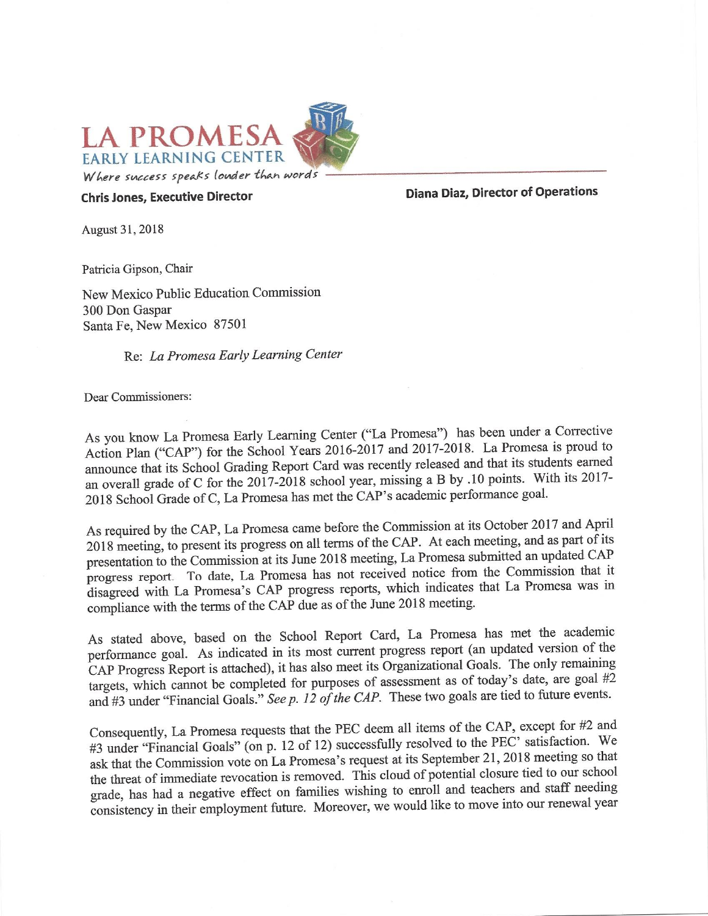**LA PROMESA**
**EARLY LEARNING CENTER**
*Where success speaks louder than words*

**Chris Jones, Executive Director** **Diana Diaz, Director of Operations**

August 31, 2018

Patricia Gipson, Chair

New Mexico Public Education Commission
300 Don Gaspar
Santa Fe, New Mexico 87501

Re: *La Promesa Early Learning Center*

Dear Commissioners:

As you know La Promesa Early Learning Center ("La Promesa") has been under a Corrective Action Plan ("CAP") for the School Years 2016-2017 and 2017-2018. La Promesa is proud to announce that its School Grading Report Card was recently released and that its students earned an overall grade of C for the 2017-2018 school year, missing a B by .10 points. With its 2017-2018 School Grade of C, La Promesa has met the CAP's academic performance goal.

As required by the CAP, La Promesa came before the Commission at its October 2017 and April 2018 meeting, to present its progress on all terms of the CAP. At each meeting, and as part of its presentation to the Commission at its June 2018 meeting, La Promesa submitted an updated CAP progress report. To date, La Promesa has not received notice from the Commission that it disagreed with La Promesa's CAP progress reports, which indicates that La Promesa was in compliance with the terms of the CAP due as of the June 2018 meeting.

As stated above, based on the School Report Card, La Promesa has met the academic performance goal. As indicated in its most current progress report (an updated version of the CAP Progress Report is attached), it has also meet its Organizational Goals. The only remaining targets, which cannot be completed for purposes of assessment as of today's date, are goal #2 and #3 under "Financial Goals." *See p. 12 of the CAP.* These two goals are tied to future events.

Consequently, La Promesa requests that the PEC deem all items of the CAP, except for #2 and #3 under "Financial Goals" (on p. 12 of 12) successfully resolved to the PEC' satisfaction. We ask that the Commission vote on La Promesa's request at its September 21, 2018 meeting so that the threat of immediate revocation is removed. This cloud of potential closure tied to our school grade, has had a negative effect on families wishing to enroll and teachers and staff needing consistency in their employment future. Moreover, we would like to move into our renewal year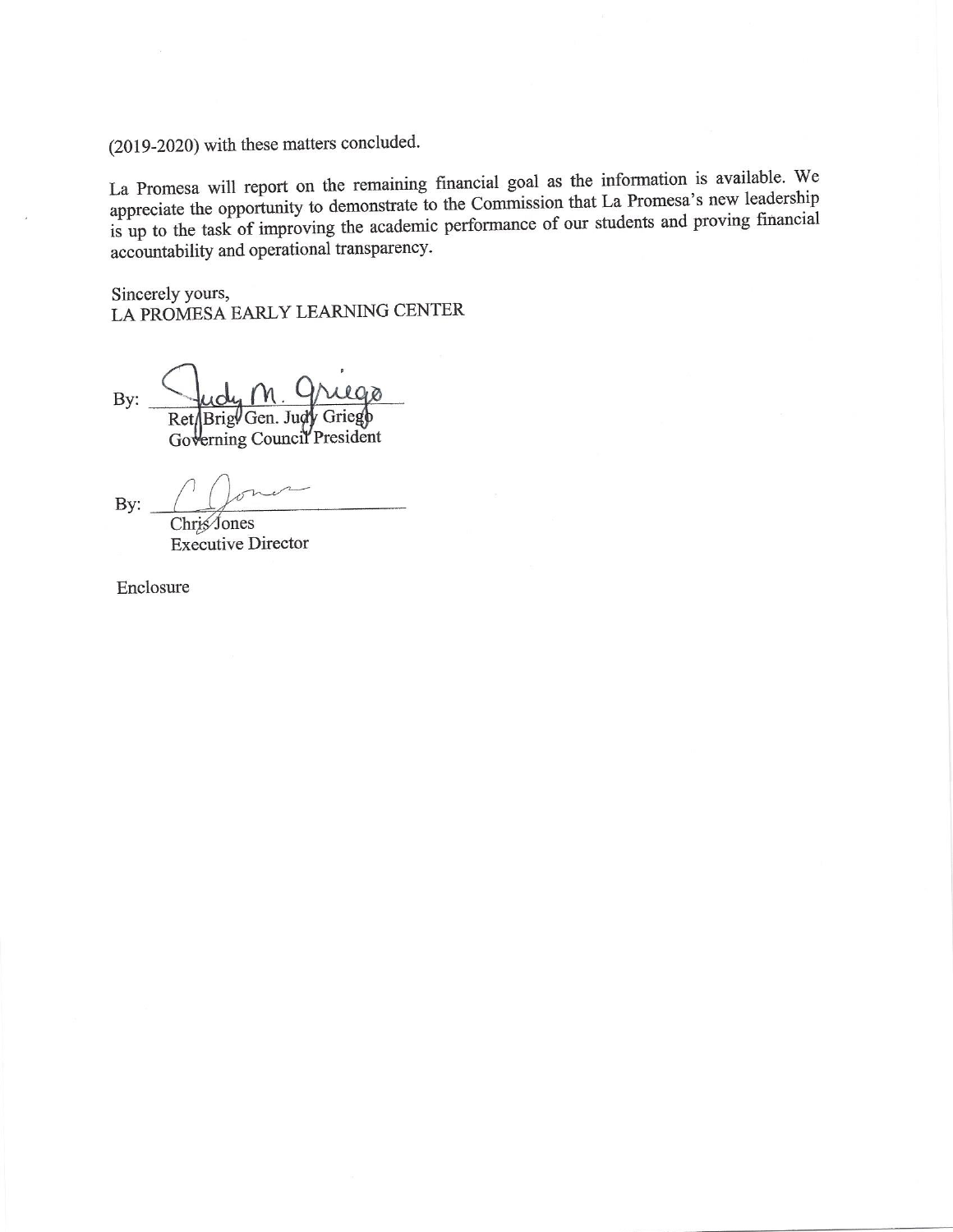(2019-2020) with these matters concluded.

La Promesa will report on the remaining financial goal as the information is available. We appreciate the opportunity to demonstrate to the Commission that La Promesa's new leadership is up to the task of improving the academic performance of our students and proving financial accountability and operational transparency.

Sincerely yours,
LA PROMESA EARLY LEARNING CENTER

By: Judy M. Griego
Ret. Brig. Gen. Judy Griego
Governing Council President

By: C Jones
Chris Jones
Executive Director

Enclosure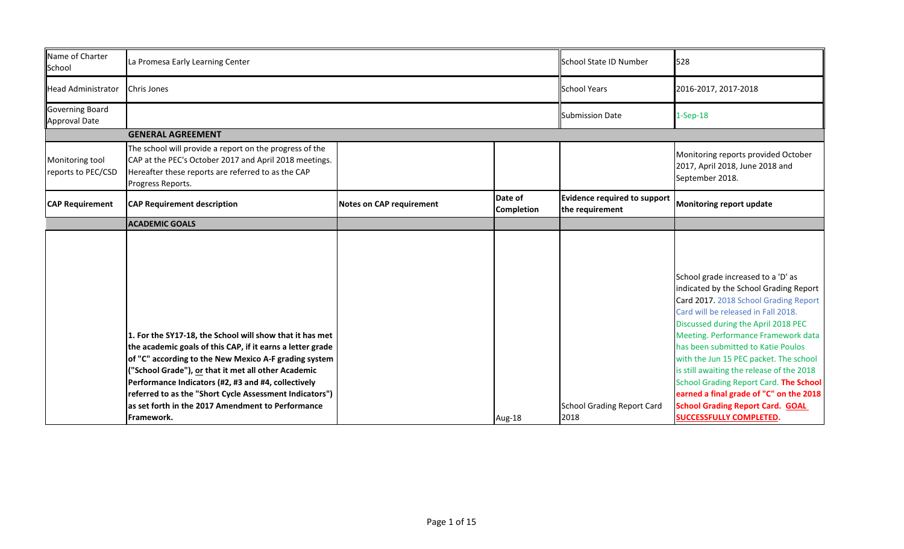| Name of Charter School | La Promesa Early Learning Center | | | School State ID Number | 528 |
|---|---|---|---|---|---|
| Head Administrator | Chris Jones | | | School Years | 2016-2017, 2017-2018 |
| Governing Board Approval Date | | | | Submission Date | 1-Sep-18 |
| | **GENERAL AGREEMENT** | | | | |
| Monitoring tool reports to PEC/CSD | The school will provide a report on the progress of the CAP at the PEC's October 2017 and April 2018 meetings. Hereafter these reports are referred to as the CAP Progress Reports. | | | | Monitoring reports provided October 2017, April 2018, June 2018 and September 2018. |
| **CAP Requirement** | **CAP Requirement description** | **Notes on CAP requirement** | **Date of Completion** | **Evidence required to support the requirement** | **Monitoring report update** |
| | **ACADEMIC GOALS** | | | | |
| | **1. For the SY17-18, the School will show that it has met the academic goals of this CAP, if it earns a letter grade of "C" according to the New Mexico A-F grading system ("School Grade"), or that it met all other Academic Performance Indicators (#2, #3 and #4, collectively referred to as the "Short Cycle Assessment Indicators") as set forth in the 2017 Amendment to Performance Framework.** | | Aug-18 | School Grading Report Card 2018 | School grade increased to a 'D' as indicated by the School Grading Report Card 2017. 2018 School Grading Report Card will be released in Fall 2018. Discussed during the April 2018 PEC Meeting. Performance Framework data has been submitted to Katie Poulos with the Jun 15 PEC packet. The school is still awaiting the release of the 2018 School Grading Report Card. **The School earned a final grade of "C" on the 2018 School Grading Report Card. GOAL SUCCESSFULLY COMPLETED.** |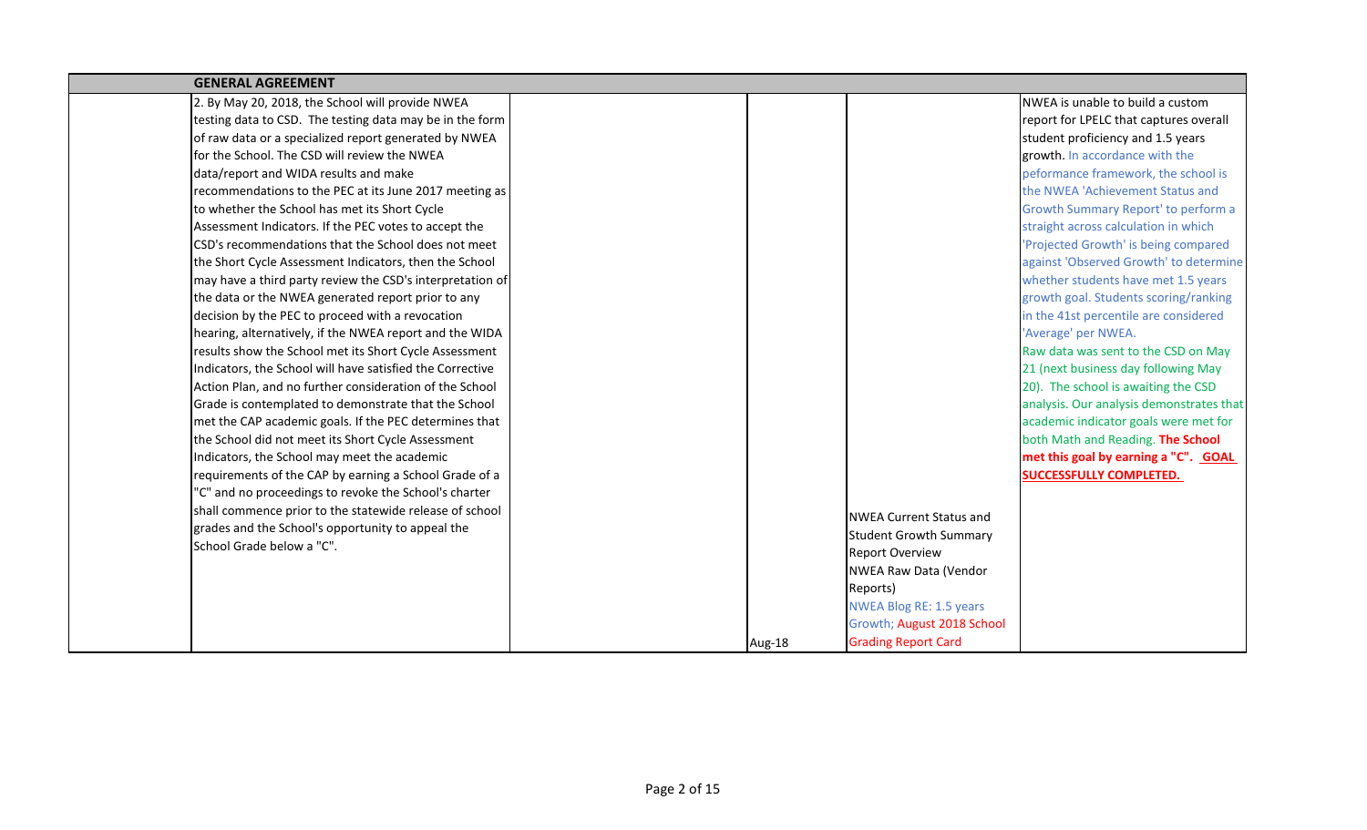| | GENERAL AGREEMENT | | | | |
|---|---|---|---|---|---|
| | 2. By May 20, 2018, the School will provide NWEA testing data to CSD. The testing data may be in the form of raw data or a specialized report generated by NWEA for the School. The CSD will review the NWEA data/report and WIDA results and make recommendations to the PEC at its June 2017 meeting as to whether the School has met its Short Cycle Assessment Indicators. If the PEC votes to accept the CSD's recommendations that the School does not meet the Short Cycle Assessment Indicators, then the School may have a third party review the CSD's interpretation of the data or the NWEA generated report prior to any decision by the PEC to proceed with a revocation hearing, alternatively, if the NWEA report and the WIDA results show the School met its Short Cycle Assessment Indicators, the School will have satisfied the Corrective Action Plan, and no further consideration of the School Grade is contemplated to demonstrate that the School met the CAP academic goals. If the PEC determines that the School did not meet its Short Cycle Assessment Indicators, the School may meet the academic requirements of the CAP by earning a School Grade of a "C" and no proceedings to revoke the School's charter shall commence prior to the statewide release of school grades and the School's opportunity to appeal the School Grade below a "C". | | Aug-18 | NWEA Current Status and Student Growth Summary Report Overview<br>NWEA Raw Data (Vendor Reports)<br>NWEA Blog RE: 1.5 years Growth; August 2018 School Grading Report Card | NWEA is unable to build a custom report for LPELC that captures overall student proficiency and 1.5 years growth. In accordance with the peformance framework, the school is the NWEA 'Achievement Status and Growth Summary Report' to perform a straight across calculation in which 'Projected Growth' is being compared against 'Observed Growth' to determine whether students have met 1.5 years growth goal. Students scoring/ranking in the 41st percentile are considered 'Average' per NWEA.<br>Raw data was sent to the CSD on May 21 (next business day following May 20). The school is awaiting the CSD analysis. Our analysis demonstrates that academic indicator goals were met for both Math and Reading. **The School met this goal by earning a "C". <u>GOAL SUCCESSFULLY COMPLETED.</u>** |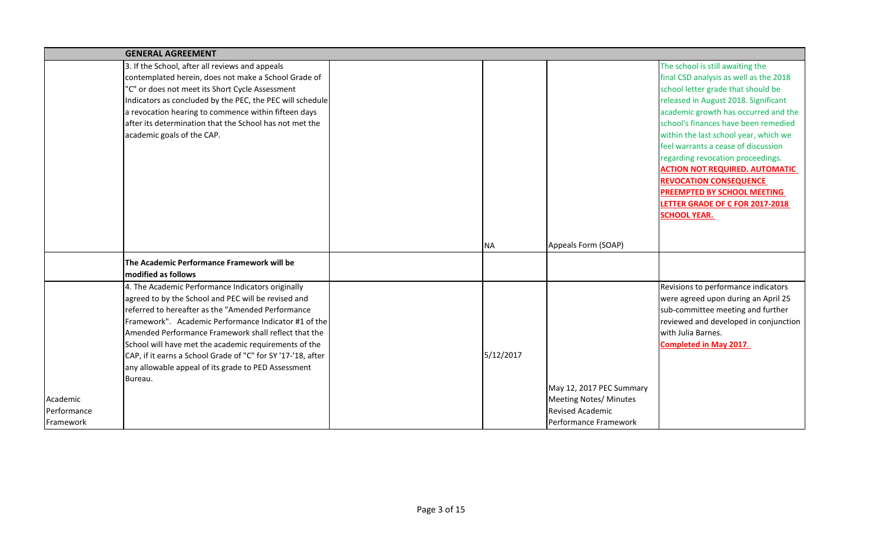| | GENERAL AGREEMENT | | | | |
|---|---|---|---|---|---|
| | 3. If the School, after all reviews and appeals contemplated herein, does not make a School Grade of "C" or does not meet its Short Cycle Assessment Indicators as concluded by the PEC, the PEC will schedule a revocation hearing to commence within fifteen days after its determination that the School has not met the academic goals of the CAP. | | NA | Appeals Form (SOAP) | The school is still awaiting the final CSD analysis as well as the 2018 school letter grade that should be released in August 2018. Significant academic growth has occurred and the school's finances have been remedied within the last school year, which we feel warrants a cease of discussion regarding revocation proceedings. **ACTION NOT REQUIRED. AUTOMATIC REVOCATION CONSEQUENCE PREEMPTED BY SCHOOL MEETING LETTER GRADE OF C FOR 2017-2018 SCHOOL YEAR.** |
| | **The Academic Performance Framework will be modified as follows** | | | | |
| Academic Performance Framework | 4. The Academic Performance Indicators originally agreed to by the School and PEC will be revised and referred to hereafter as the "Amended Performance Framework". Academic Performance Indicator #1 of the Amended Performance Framework shall reflect that the School will have met the academic requirements of the CAP, if it earns a School Grade of "C" for SY '17-'18, after any allowable appeal of its grade to PED Assessment Bureau. | | 5/12/2017 | May 12, 2017 PEC Summary Meeting Notes/ Minutes Revised Academic Performance Framework | Revisions to performance indicators were agreed upon during an April 25 sub-committee meeting and further reviewed and developed in conjunction with Julia Barnes. **Completed in May 2017.** |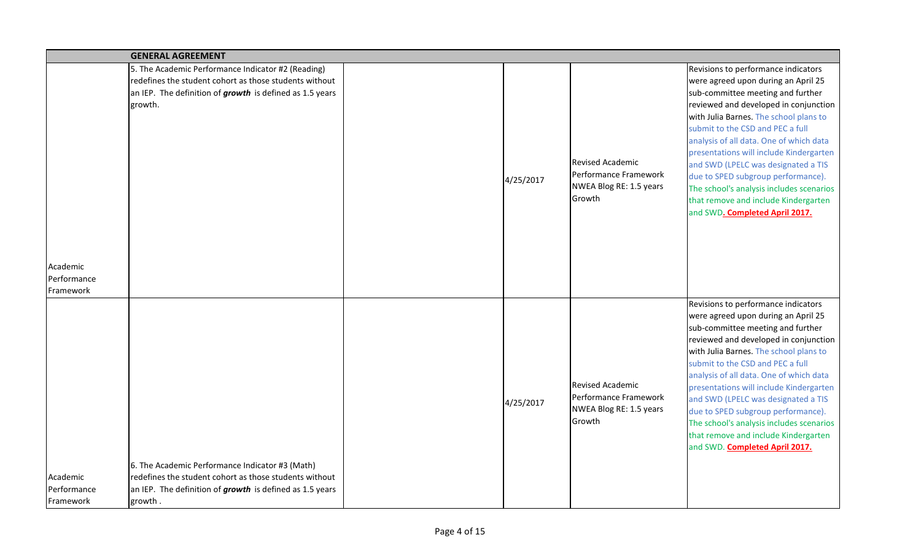| | GENERAL AGREEMENT | | | | |
|---|---|---|---|---|---|
| Academic Performance Framework | 5. The Academic Performance Indicator #2 (Reading) redefines the student cohort as those students without an IEP. The definition of ***growth*** is defined as 1.5 years growth. | | 4/25/2017 | Revised Academic Performance Framework NWEA Blog RE: 1.5 years Growth | Revisions to performance indicators were agreed upon during an April 25 sub-committee meeting and further reviewed and developed in conjunction with Julia Barnes. The school plans to submit to the CSD and PEC a full analysis of all data. One of which data presentations will include Kindergarten and SWD (LPELC was designated a TIS due to SPED subgroup performance). The school's analysis includes scenarios that remove and include Kindergarten and SWD**. Completed April 2017.** |
| Academic Performance Framework | 6. The Academic Performance Indicator #3 (Math) redefines the student cohort as those students without an IEP. The definition of ***growth*** is defined as 1.5 years growth . | | 4/25/2017 | Revised Academic Performance Framework NWEA Blog RE: 1.5 years Growth | Revisions to performance indicators were agreed upon during an April 25 sub-committee meeting and further reviewed and developed in conjunction with Julia Barnes. The school plans to submit to the CSD and PEC a full analysis of all data. One of which data presentations will include Kindergarten and SWD (LPELC was designated a TIS due to SPED subgroup performance). The school's analysis includes scenarios that remove and include Kindergarten and SWD. **Completed April 2017.** |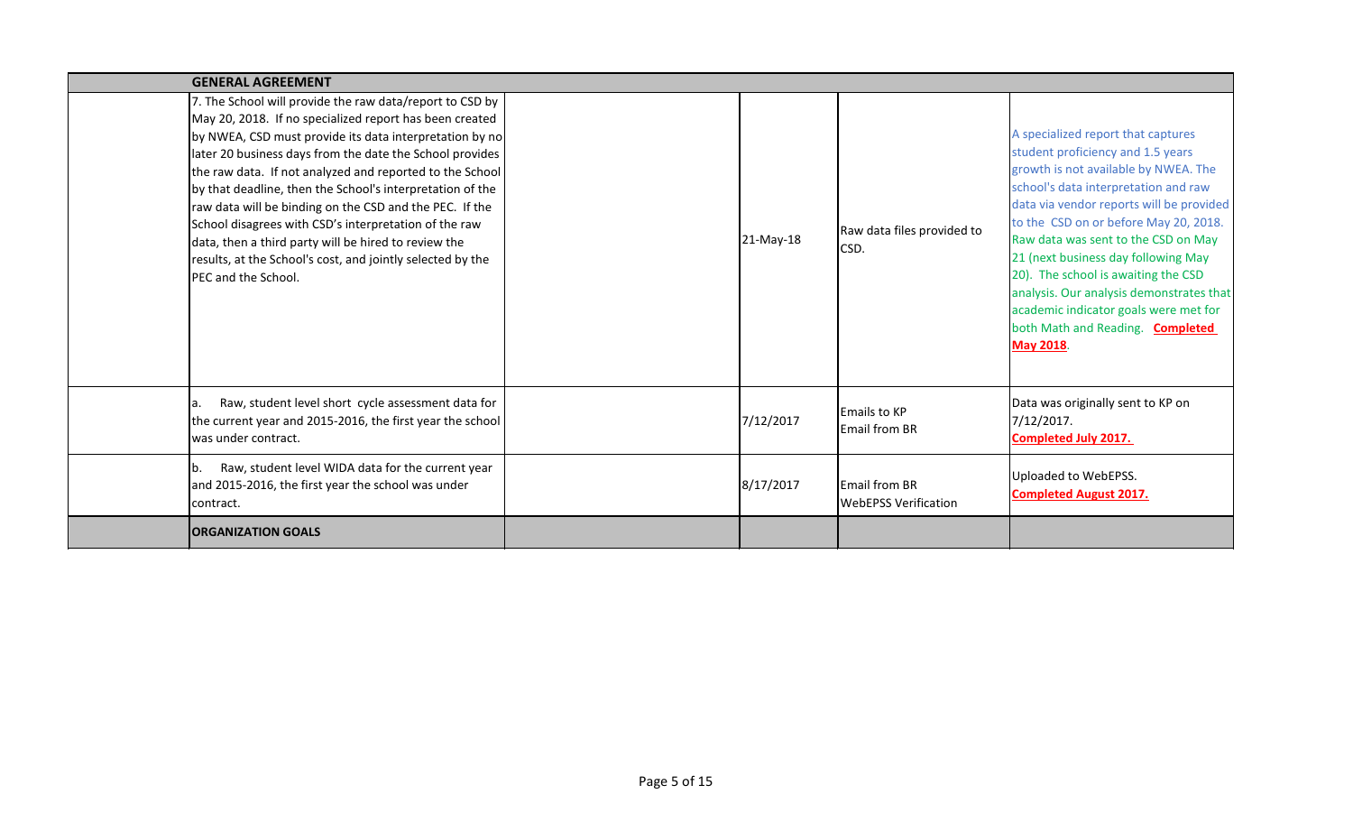| | GENERAL AGREEMENT | | | | |
|---|---|---|---|---|---|
| | 7. The School will provide the raw data/report to CSD by May 20, 2018. If no specialized report has been created by NWEA, CSD must provide its data interpretation by no later 20 business days from the date the School provides the raw data. If not analyzed and reported to the School by that deadline, then the School's interpretation of the raw data will be binding on the CSD and the PEC. If the School disagrees with CSD's interpretation of the raw data, then a third party will be hired to review the results, at the School's cost, and jointly selected by the PEC and the School. | | 21-May-18 | Raw data files provided to CSD. | A specialized report that captures student proficiency and 1.5 years growth is not available by NWEA. The school's data interpretation and raw data via vendor reports will be provided to the CSD on or before May 20, 2018. Raw data was sent to the CSD on May 21 (next business day following May 20). The school is awaiting the CSD analysis. Our analysis demonstrates that academic indicator goals were met for both Math and Reading. **Completed May 2018**. |
| | a. Raw, student level short cycle assessment data for the current year and 2015-2016, the first year the school was under contract. | | 7/12/2017 | Emails to KP<br>Email from BR | Data was originally sent to KP on 7/12/2017.<br>**Completed July 2017.** |
| | b. Raw, student level WIDA data for the current year and 2015-2016, the first year the school was under contract. | | 8/17/2017 | Email from BR<br>WebEPSS Verification | Uploaded to WebEPSS.<br>**Completed August 2017.** |
| | **ORGANIZATION GOALS** | | | | |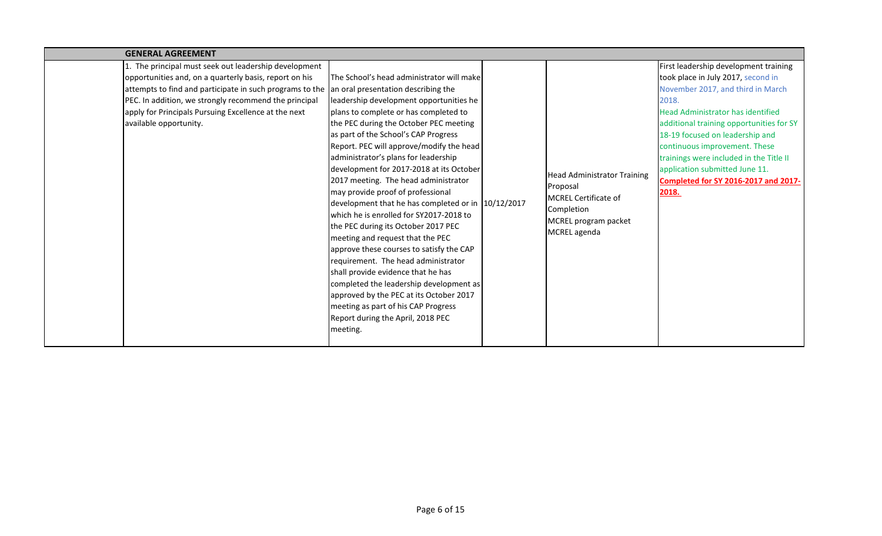| | GENERAL AGREEMENT | | | | |
|---|---|---|---|---|---|
| | 1. The principal must seek out leadership development opportunities and, on a quarterly basis, report on his attempts to find and participate in such programs to the PEC. In addition, we strongly recommend the principal apply for Principals Pursuing Excellence at the next available opportunity. | The School's head administrator will make an oral presentation describing the leadership development opportunities he plans to complete or has completed to the PEC during the October PEC meeting as part of the School's CAP Progress Report. PEC will approve/modify the head administrator's plans for leadership development for 2017-2018 at its October 2017 meeting. The head administrator may provide proof of professional development that he has completed or in which he is enrolled for SY2017-2018 to the PEC during its October 2017 PEC meeting and request that the PEC approve these courses to satisfy the CAP requirement. The head administrator shall provide evidence that he has completed the leadership development as approved by the PEC at its October 2017 meeting as part of his CAP Progress Report during the April, 2018 PEC meeting. | 10/12/2017 | Head Administrator Training Proposal<br>MCREL Certificate of Completion<br>MCREL program packet<br>MCREL agenda | First leadership development training took place in July 2017, second in November 2017, and third in March 2018.<br>Head Administrator has identified additional training opportunities for SY 18-19 focused on leadership and continuous improvement. These trainings were included in the Title II application submitted June 11.<br>**Completed for SY 2016-2017 and 2017-2018.** |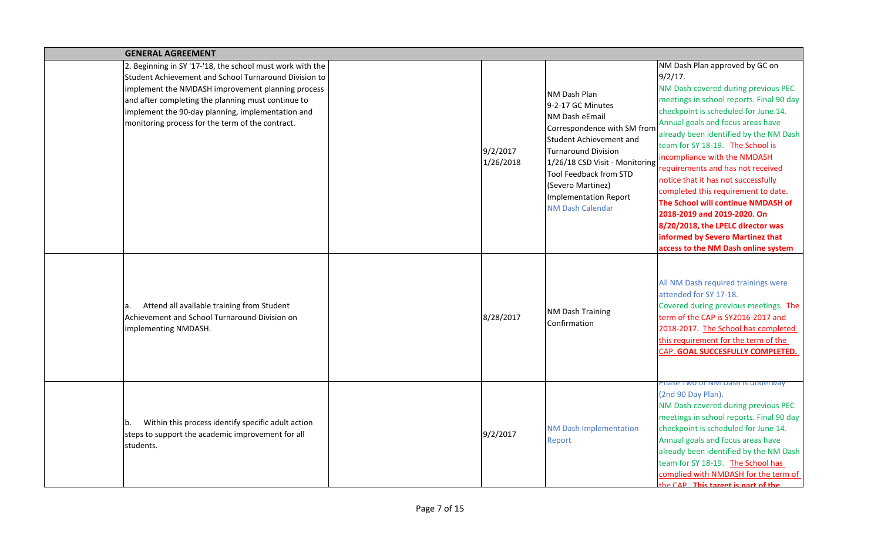| | GENERAL AGREEMENT | | | | |
|---|---|---|---|---|---|
| | 2. Beginning in SY '17-'18, the school must work with the Student Achievement and School Turnaround Division to implement the NMDASH improvement planning process and after completing the planning must continue to implement the 90-day planning, implementation and monitoring process for the term of the contract. | | 9/2/2017<br>1/26/2018 | NM Dash Plan<br>9-2-17 GC Minutes<br>NM Dash eEmail Correspondence with SM from Student Achievement and Turnaround Division<br>1/26/18 CSD Visit - Monitoring Tool Feedback from STD (Severo Martinez)<br>Implementation Report<br>NM Dash Calendar | NM Dash Plan approved by GC on 9/2/17.<br>NM Dash covered during previous PEC meetings in school reports. Final 90 day checkpoint is scheduled for June 14. Annual goals and focus areas have already been identified by the NM Dash team for SY 18-19. The School is incompliance with the NMDASH requirements and has not received notice that it has not successfully completed this requirement to date. **The School will continue NMDASH of 2018-2019 and 2019-2020. On 8/20/2018, the LPELC director was informed by Severo Martinez that access to the NM Dash online system** |
| | a. Attend all available training from Student Achievement and School Turnaround Division on implementing NMDASH. | | 8/28/2017 | NM Dash Training Confirmation | All NM Dash required trainings were attended for SY 17-18.<br>Covered during previous meetings. The term of the CAP is SY2016-2017 and 2018-2017. The School has completed this requirement for the term of the CAP. **GOAL SUCCESFULLY COMPLETED.** |
| | b. Within this process identify specific adult action steps to support the academic improvement for all students. | | 9/2/2017 | NM Dash Implementation Report | Phase Two of NM Dash is underway (2nd 90 Day Plan).<br>NM Dash covered during previous PEC meetings in school reports. Final 90 day checkpoint is scheduled for June 14. Annual goals and focus areas have already been identified by the NM Dash team for SY 18-19. The School has complied with NMDASH for the term of the CAP. **This target is part of the** |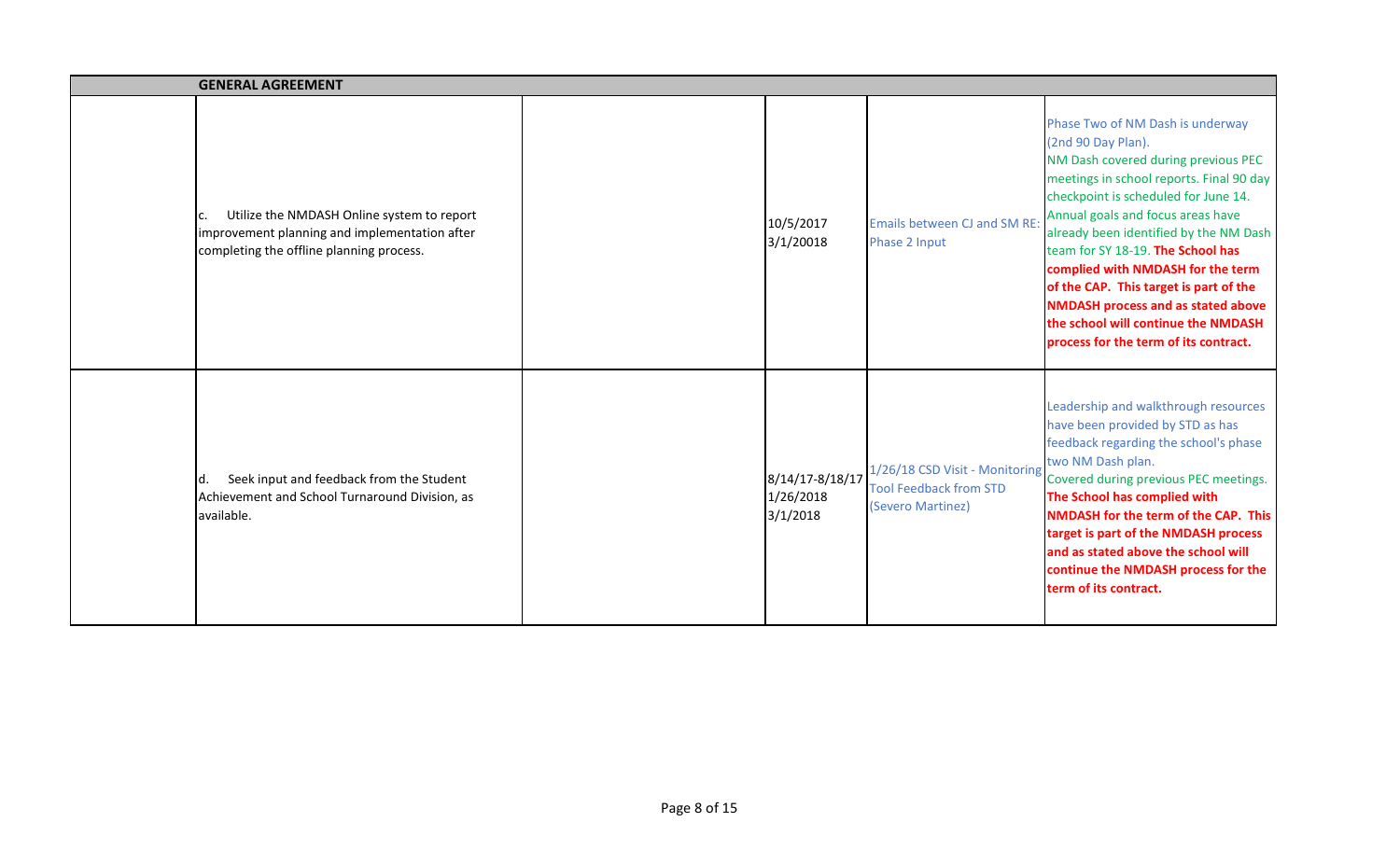| | GENERAL AGREEMENT | | | | |
|---|---|---|---|---|---|
| | c. Utilize the NMDASH Online system to report improvement planning and implementation after completing the offline planning process. | | 10/5/2017 3/1/20018 | Emails between CJ and SM RE: Phase 2 Input | Phase Two of NM Dash is underway (2nd 90 Day Plan). NM Dash covered during previous PEC meetings in school reports. Final 90 day checkpoint is scheduled for June 14. Annual goals and focus areas have already been identified by the NM Dash team for SY 18-19. **The School has complied with NMDASH for the term of the CAP. This target is part of the NMDASH process and as stated above the school will continue the NMDASH process for the term of its contract.** |
| | d. Seek input and feedback from the Student Achievement and School Turnaround Division, as available. | | 8/14/17-8/18/17 1/26/2018 3/1/2018 | 1/26/18 CSD Visit - Monitoring Tool Feedback from STD (Severo Martinez) | Leadership and walkthrough resources have been provided by STD as has feedback regarding the school's phase two NM Dash plan. Covered during previous PEC meetings. **The School has complied with NMDASH for the term of the CAP. This target is part of the NMDASH process and as stated above the school will continue the NMDASH process for the term of its contract.** |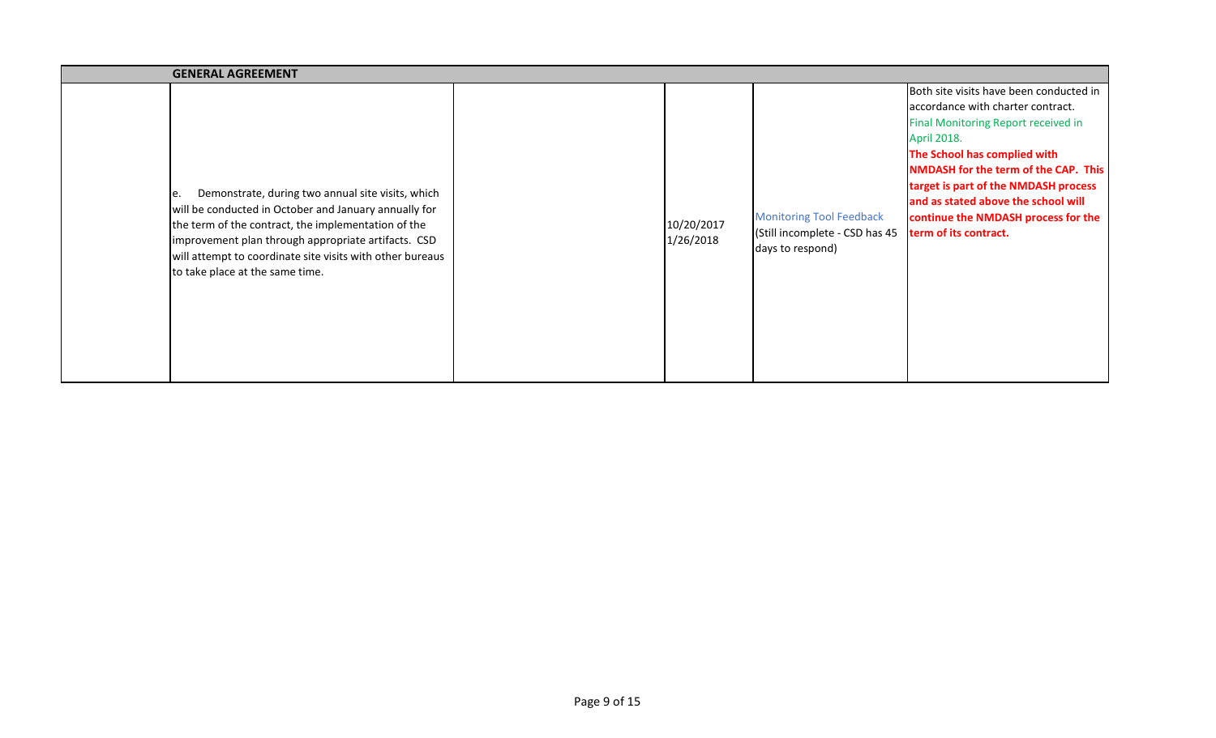| | GENERAL AGREEMENT | | | | |
|---|---|---|---|---|---|
| | e. Demonstrate, during two annual site visits, which will be conducted in October and January annually for the term of the contract, the implementation of the improvement plan through appropriate artifacts. CSD will attempt to coordinate site visits with other bureaus to take place at the same time. | | 10/20/2017<br>1/26/2018 | Monitoring Tool Feedback<br>(Still incomplete - CSD has 45 days to respond) | Both site visits have been conducted in accordance with charter contract.<br>Final Monitoring Report received in April 2018.<br>**The School has complied with NMDASH for the term of the CAP. This target is part of the NMDASH process and as stated above the school will continue the NMDASH process for the term of its contract.** |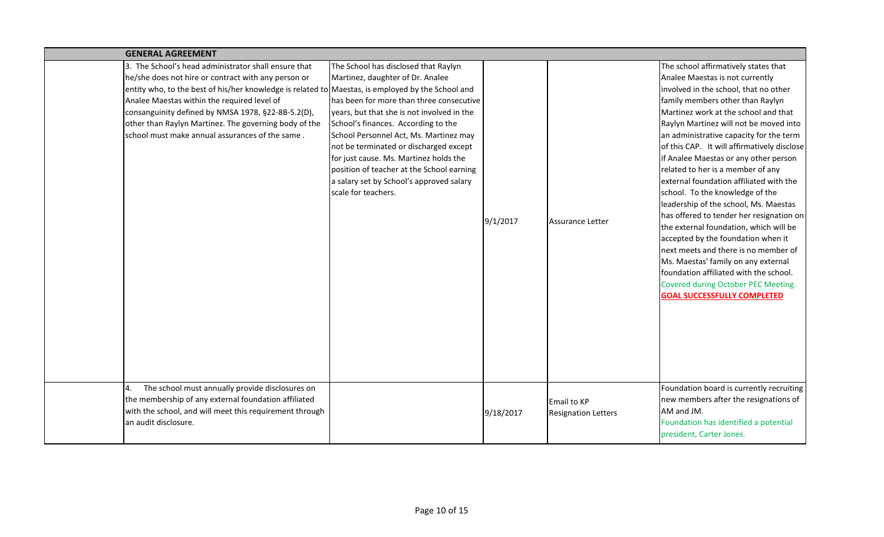| | GENERAL AGREEMENT | | | | |
|---|---|---|---|---|---|
| | 3. The School's head administrator shall ensure that he/she does not hire or contract with any person or entity who, to the best of his/her knowledge is related to Analee Maestas within the required level of consanguinity defined by NMSA 1978, §22-8B-5.2(D), other than Raylyn Martinez. The governing body of the school must make annual assurances of the same . | The School has disclosed that Raylyn Martinez, daughter of Dr. Analee Maestas, is employed by the School and has been for more than three consecutive years, but that she is not involved in the School's finances. According to the School Personnel Act, Ms. Martinez may not be terminated or discharged except for just cause. Ms. Martinez holds the position of teacher at the School earning a salary set by School's approved salary scale for teachers. | 9/1/2017 | Assurance Letter | The school affirmatively states that Analee Maestas is not currently involved in the school, that no other family members other than Raylyn Martinez work at the school and that Raylyn Martinez will not be moved into an administrative capacity for the term of this CAP. It will affirmatively disclose if Analee Maestas or any other person related to her is a member of any external foundation affiliated with the school. To the knowledge of the leadership of the school, Ms. Maestas has offered to tender her resignation on the external foundation, which will be accepted by the foundation when it next meets and there is no member of Ms. Maestas' family on any external foundation affiliated with the school. Covered during October PEC Meeting. **GOAL SUCCESSFULLY COMPLETED** |
| | 4. The school must annually provide disclosures on the membership of any external foundation affiliated with the school, and will meet this requirement through an audit disclosure. | | 9/18/2017 | Email to KP Resignation Letters | Foundation board is currently recruiting new members after the resignations of AM and JM. Foundation has identified a potential president, Carter Jones. |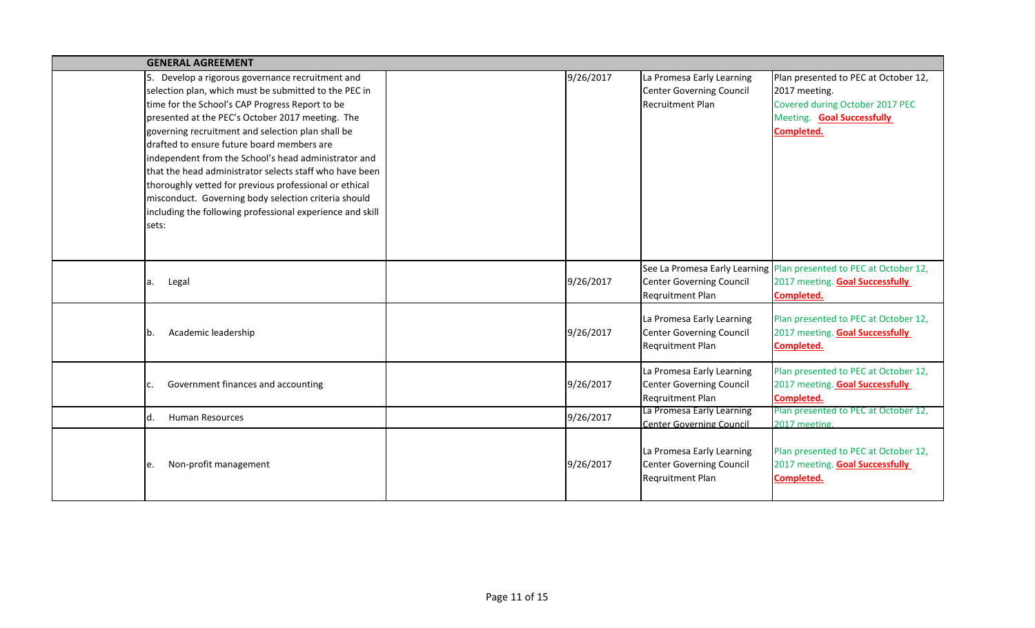| | GENERAL AGREEMENT | | | | |
|---|---|---|---|---|---|
| | 5. Develop a rigorous governance recruitment and selection plan, which must be submitted to the PEC in time for the School's CAP Progress Report to be presented at the PEC's October 2017 meeting. The governing recruitment and selection plan shall be drafted to ensure future board members are independent from the School's head administrator and that the head administrator selects staff who have been thoroughly vetted for previous professional or ethical misconduct. Governing body selection criteria should including the following professional experience and skill sets: | | 9/26/2017 | La Promesa Early Learning Center Governing Council Recruitment Plan | Plan presented to PEC at October 12, 2017 meeting. Covered during October 2017 PEC Meeting. **Goal Successfully Completed.** |
| | a. Legal | | 9/26/2017 | See La Promesa Early Learning Center Governing Council Reqruitment Plan | Plan presented to PEC at October 12, 2017 meeting. **Goal Successfully Completed.** |
| | b. Academic leadership | | 9/26/2017 | La Promesa Early Learning Center Governing Council Reqruitment Plan | Plan presented to PEC at October 12, 2017 meeting. **Goal Successfully Completed.** |
| | c. Government finances and accounting | | 9/26/2017 | La Promesa Early Learning Center Governing Council Reqruitment Plan | Plan presented to PEC at October 12, 2017 meeting. **Goal Successfully Completed.** |
| | d. Human Resources | | 9/26/2017 | La Promesa Early Learning Center Governing Council | Plan presented to PEC at October 12, 2017 meeting. |
| | e. Non-profit management | | 9/26/2017 | La Promesa Early Learning Center Governing Council Reqruitment Plan | Plan presented to PEC at October 12, 2017 meeting. **Goal Successfully Completed.** |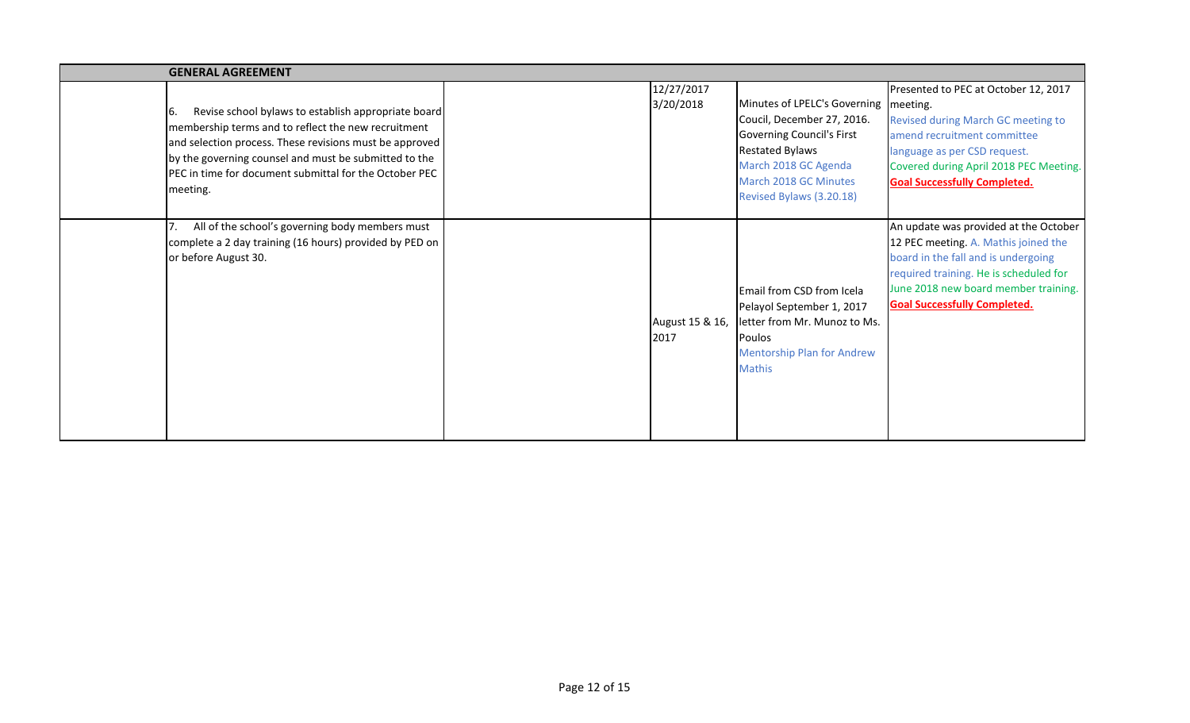| | GENERAL AGREEMENT | | | | |
|---|---|---|---|---|---|
| | 6. Revise school bylaws to establish appropriate board membership terms and to reflect the new recruitment and selection process. These revisions must be approved by the governing counsel and must be submitted to the PEC in time for document submittal for the October PEC meeting. | | 12/27/2017<br>3/20/2018 | Minutes of LPELC's Governing Coucil, December 27, 2016.<br>Governing Council's First Restated Bylaws<br>March 2018 GC Agenda<br>March 2018 GC Minutes<br>Revised Bylaws (3.20.18) | Presented to PEC at October 12, 2017 meeting.<br>Revised during March GC meeting to amend recruitment committee language as per CSD request.<br>Covered during April 2018 PEC Meeting.<br>**Goal Successfully Completed.** |
| | 7. All of the school's governing body members must complete a 2 day training (16 hours) provided by PED on or before August 30. | | August 15 & 16, 2017 | Email from CSD from Icela Pelayol September 1, 2017 letter from Mr. Munoz to Ms. Poulos<br>Mentorship Plan for Andrew Mathis | An update was provided at the October 12 PEC meeting. A. Mathis joined the board in the fall and is undergoing required training. He is scheduled for June 2018 new board member training.<br>**Goal Successfully Completed.** |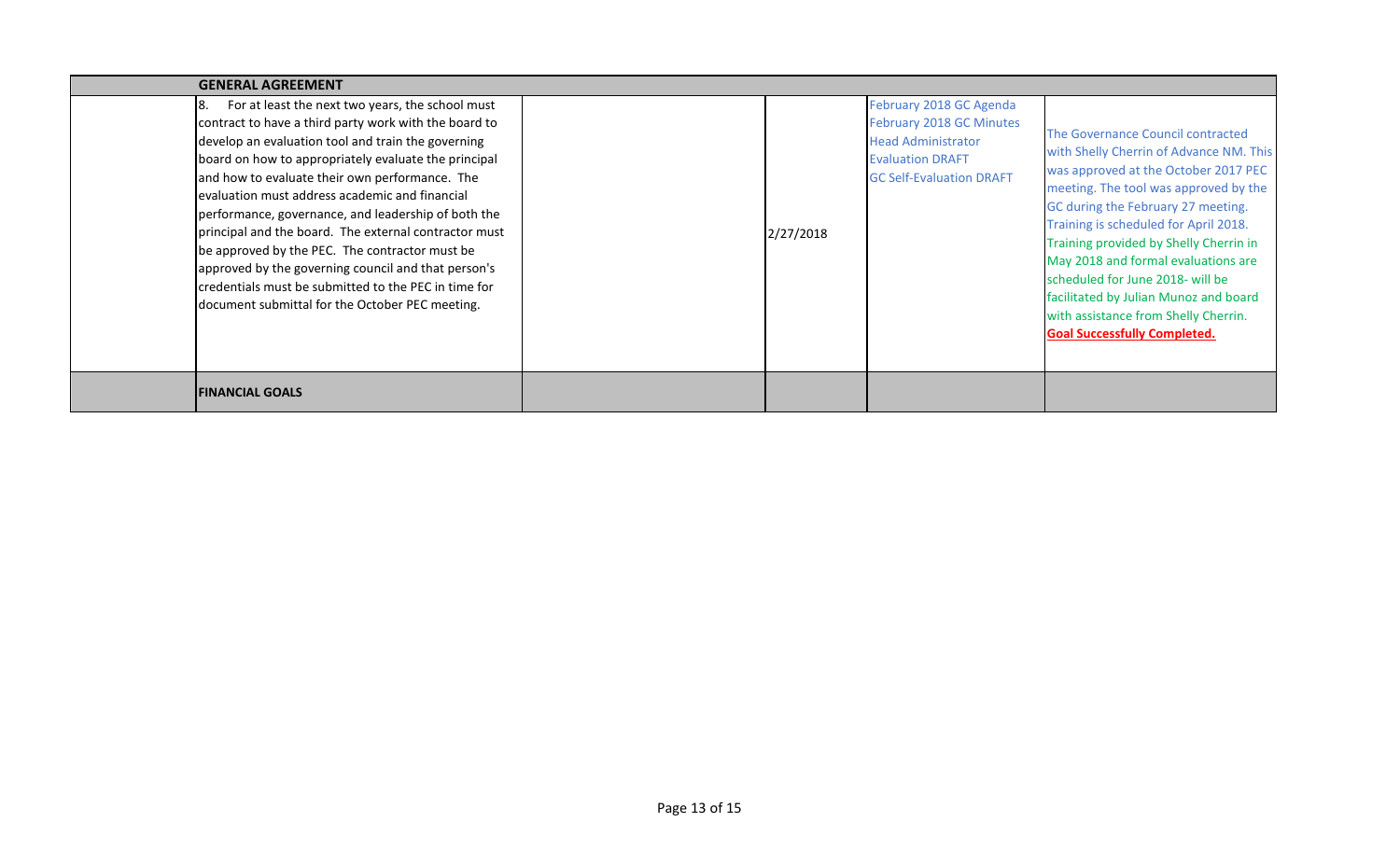|  | GENERAL AGREEMENT |  |  |  |  |
|---|---|---|---|---|---|
|  | 8. For at least the next two years, the school must contract to have a third party work with the board to develop an evaluation tool and train the governing board on how to appropriately evaluate the principal and how to evaluate their own performance. The evaluation must address academic and financial performance, governance, and leadership of both the principal and the board. The external contractor must be approved by the PEC. The contractor must be approved by the governing council and that person's credentials must be submitted to the PEC in time for document submittal for the October PEC meeting. |  | 2/27/2018 | February 2018 GC Agenda<br>February 2018 GC Minutes<br>Head Administrator Evaluation DRAFT<br>GC Self-Evaluation DRAFT | The Governance Council contracted with Shelly Cherrin of Advance NM. This was approved at the October 2017 PEC meeting. The tool was approved by the GC during the February 27 meeting. Training is scheduled for April 2018. Training provided by Shelly Cherrin in May 2018 and formal evaluations are scheduled for June 2018- will be facilitated by Julian Munoz and board with assistance from Shelly Cherrin. **Goal Successfully Completed.** |
|  | **FINANCIAL GOALS** |  |  |  |  |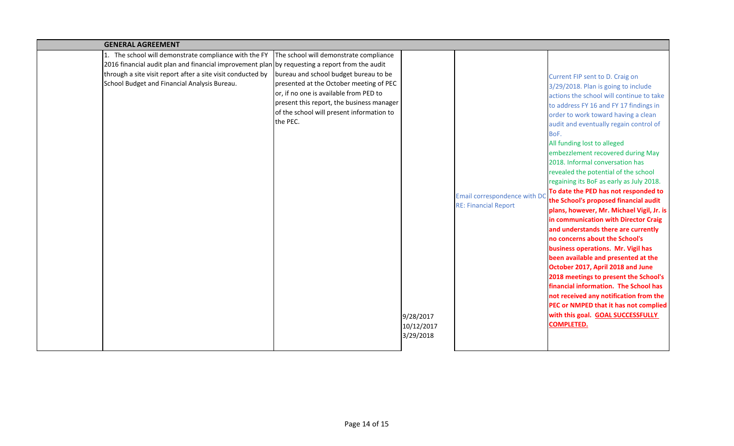| | GENERAL AGREEMENT | | | | |
|---|---|---|---|---|---|
| | 1. The school will demonstrate compliance with the FY 2016 financial audit plan and financial improvement plan through a site visit report after a site visit conducted by School Budget and Financial Analysis Bureau. | The school will demonstrate compliance by requesting a report from the audit bureau and school budget bureau to be presented at the October meeting of PEC or, if no one is available from PED to present this report, the business manager of the school will present information to the PEC. | 9/28/2017<br>10/12/2017<br>3/29/2018 | Email correspondence with DC RE: Financial Report | Current FIP sent to D. Craig on 3/29/2018. Plan is going to include actions the school will continue to take to address FY 16 and FY 17 findings in order to work toward having a clean audit and eventually regain control of BoF.<br>All funding lost to alleged embezzlement recovered during May 2018. Informal conversation has revealed the potential of the school regaining its BoF as early as July 2018.<br>**To date the PED has not responded to the School's proposed financial audit plans, however, Mr. Michael Vigil, Jr. is in communication with Director Craig and understands there are currently no concerns about the School's business operations. Mr. Vigil has been available and presented at the October 2017, April 2018 and June 2018 meetings to present the School's financial information. The School has not received any notification from the PEC or NMPED that it has not complied with this goal. GOAL SUCCESSFULLY COMPLETED.** |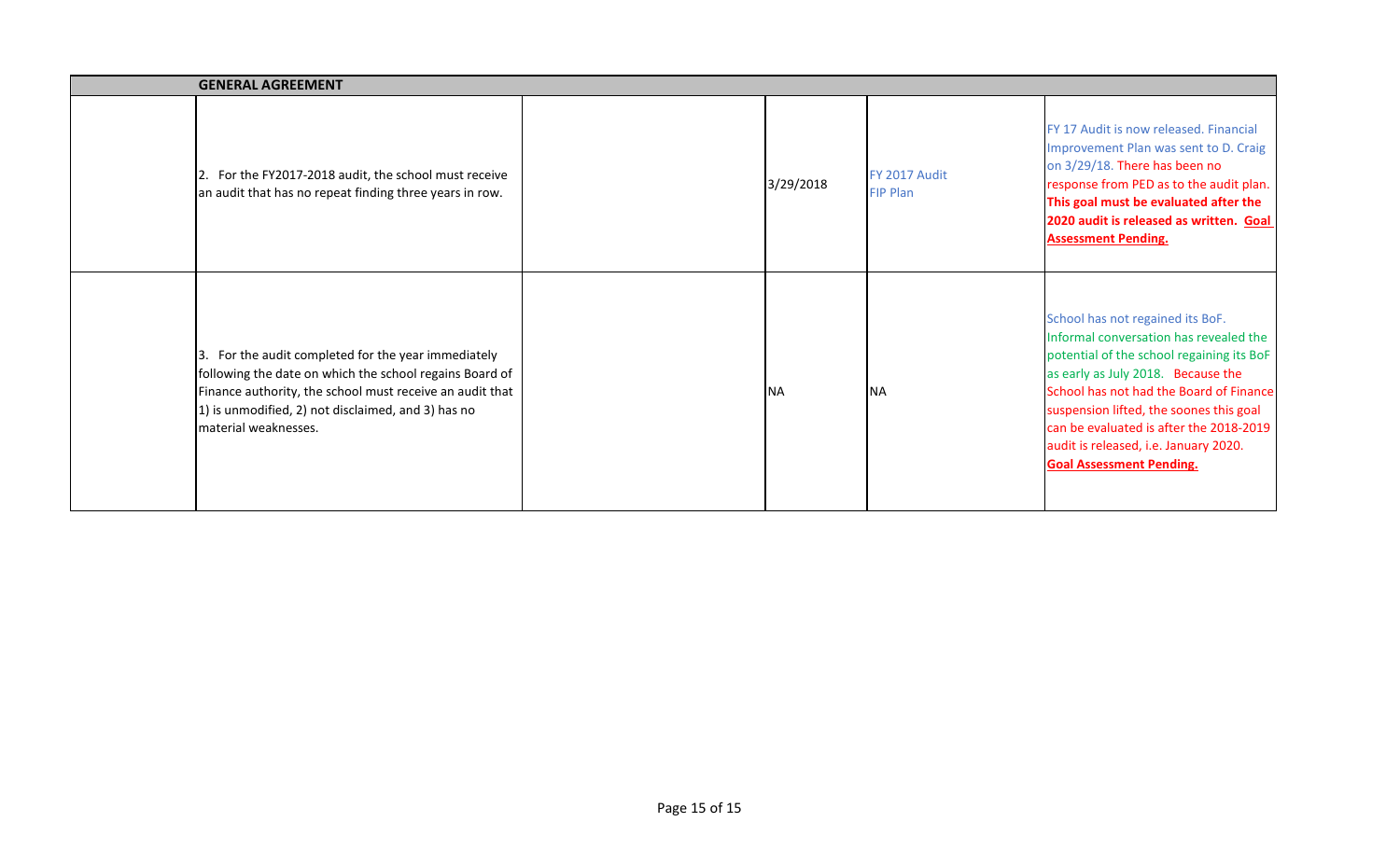| GENERAL AGREEMENT | | | | | |
|---|---|---|---|---|---|
| | 2. For the FY2017-2018 audit, the school must receive an audit that has no repeat finding three years in row. | | 3/29/2018 | FY 2017 Audit FIP Plan | FY 17 Audit is now released. Financial Improvement Plan was sent to D. Craig on 3/29/18. There has been no response from PED as to the audit plan. **This goal must be evaluated after the 2020 audit is released as written. Goal Assessment Pending.** |
| | 3. For the audit completed for the year immediately following the date on which the school regains Board of Finance authority, the school must receive an audit that 1) is unmodified, 2) not disclaimed, and 3) has no material weaknesses. | | NA | NA | School has not regained its BoF. Informal conversation has revealed the potential of the school regaining its BoF as early as July 2018. Because the School has not had the Board of Finance suspension lifted, the soones this goal can be evaluated is after the 2018-2019 audit is released, i.e. January 2020. **Goal Assessment Pending.** |